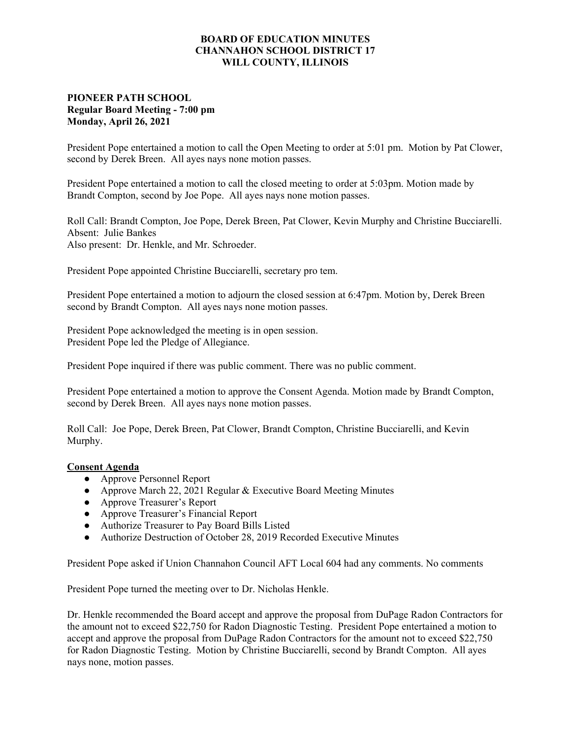**BOARD OF EDUCATION MINUTES**
**CHANNAHON SCHOOL DISTRICT 17**
**WILL COUNTY, ILLINOIS**

**PIONEER PATH SCHOOL**
**Regular Board Meeting - 7:00 pm**
**Monday, April 26, 2021**

President Pope entertained a motion to call the Open Meeting to order at 5:01 pm. Motion by Pat Clower, second by Derek Breen. All ayes nays none motion passes.

President Pope entertained a motion to call the closed meeting to order at 5:03pm. Motion made by Brandt Compton, second by Joe Pope. All ayes nays none motion passes.

Roll Call: Brandt Compton, Joe Pope, Derek Breen, Pat Clower, Kevin Murphy and Christine Bucciarelli.
Absent: Julie Bankes
Also present: Dr. Henkle, and Mr. Schroeder.

President Pope appointed Christine Bucciarelli, secretary pro tem.

President Pope entertained a motion to adjourn the closed session at 6:47pm. Motion by, Derek Breen second by Brandt Compton. All ayes nays none motion passes.

President Pope acknowledged the meeting is in open session.
President Pope led the Pledge of Allegiance.

President Pope inquired if there was public comment. There was no public comment.

President Pope entertained a motion to approve the Consent Agenda. Motion made by Brandt Compton, second by Derek Breen. All ayes nays none motion passes.

Roll Call: Joe Pope, Derek Breen, Pat Clower, Brandt Compton, Christine Bucciarelli, and Kevin Murphy.

**Consent Agenda**

- Approve Personnel Report
- Approve March 22, 2021 Regular & Executive Board Meeting Minutes
- Approve Treasurer's Report
- Approve Treasurer's Financial Report
- Authorize Treasurer to Pay Board Bills Listed
- Authorize Destruction of October 28, 2019 Recorded Executive Minutes

President Pope asked if Union Channahon Council AFT Local 604 had any comments. No comments

President Pope turned the meeting over to Dr. Nicholas Henkle.

Dr. Henkle recommended the Board accept and approve the proposal from DuPage Radon Contractors for the amount not to exceed $22,750 for Radon Diagnostic Testing. President Pope entertained a motion to accept and approve the proposal from DuPage Radon Contractors for the amount not to exceed $22,750 for Radon Diagnostic Testing. Motion by Christine Bucciarelli, second by Brandt Compton. All ayes nays none, motion passes.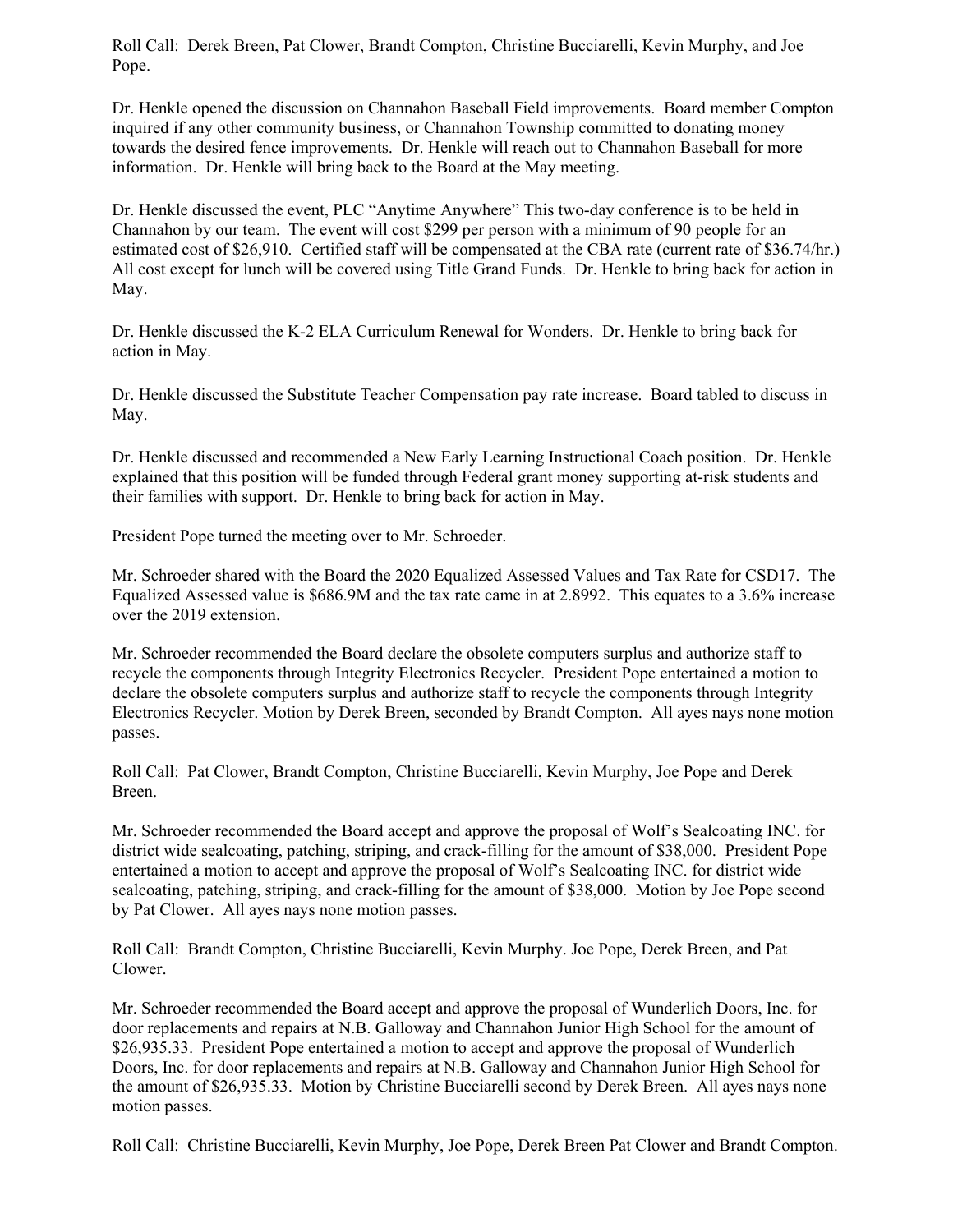Roll Call: Derek Breen, Pat Clower, Brandt Compton, Christine Bucciarelli, Kevin Murphy, and Joe Pope.

Dr. Henkle opened the discussion on Channahon Baseball Field improvements. Board member Compton inquired if any other community business, or Channahon Township committed to donating money towards the desired fence improvements. Dr. Henkle will reach out to Channahon Baseball for more information. Dr. Henkle will bring back to the Board at the May meeting.

Dr. Henkle discussed the event, PLC "Anytime Anywhere" This two-day conference is to be held in Channahon by our team. The event will cost $299 per person with a minimum of 90 people for an estimated cost of $26,910. Certified staff will be compensated at the CBA rate (current rate of $36.74/hr.) All cost except for lunch will be covered using Title Grand Funds. Dr. Henkle to bring back for action in May.

Dr. Henkle discussed the K-2 ELA Curriculum Renewal for Wonders. Dr. Henkle to bring back for action in May.

Dr. Henkle discussed the Substitute Teacher Compensation pay rate increase. Board tabled to discuss in May.

Dr. Henkle discussed and recommended a New Early Learning Instructional Coach position. Dr. Henkle explained that this position will be funded through Federal grant money supporting at-risk students and their families with support. Dr. Henkle to bring back for action in May.

President Pope turned the meeting over to Mr. Schroeder.

Mr. Schroeder shared with the Board the 2020 Equalized Assessed Values and Tax Rate for CSD17. The Equalized Assessed value is $686.9M and the tax rate came in at 2.8992. This equates to a 3.6% increase over the 2019 extension.

Mr. Schroeder recommended the Board declare the obsolete computers surplus and authorize staff to recycle the components through Integrity Electronics Recycler. President Pope entertained a motion to declare the obsolete computers surplus and authorize staff to recycle the components through Integrity Electronics Recycler. Motion by Derek Breen, seconded by Brandt Compton. All ayes nays none motion passes.

Roll Call: Pat Clower, Brandt Compton, Christine Bucciarelli, Kevin Murphy, Joe Pope and Derek Breen.

Mr. Schroeder recommended the Board accept and approve the proposal of Wolf's Sealcoating INC. for district wide sealcoating, patching, striping, and crack-filling for the amount of $38,000. President Pope entertained a motion to accept and approve the proposal of Wolf's Sealcoating INC. for district wide sealcoating, patching, striping, and crack-filling for the amount of $38,000. Motion by Joe Pope second by Pat Clower. All ayes nays none motion passes.

Roll Call: Brandt Compton, Christine Bucciarelli, Kevin Murphy. Joe Pope, Derek Breen, and Pat Clower.

Mr. Schroeder recommended the Board accept and approve the proposal of Wunderlich Doors, Inc. for door replacements and repairs at N.B. Galloway and Channahon Junior High School for the amount of $26,935.33. President Pope entertained a motion to accept and approve the proposal of Wunderlich Doors, Inc. for door replacements and repairs at N.B. Galloway and Channahon Junior High School for the amount of $26,935.33. Motion by Christine Bucciarelli second by Derek Breen. All ayes nays none motion passes.

Roll Call: Christine Bucciarelli, Kevin Murphy, Joe Pope, Derek Breen Pat Clower and Brandt Compton.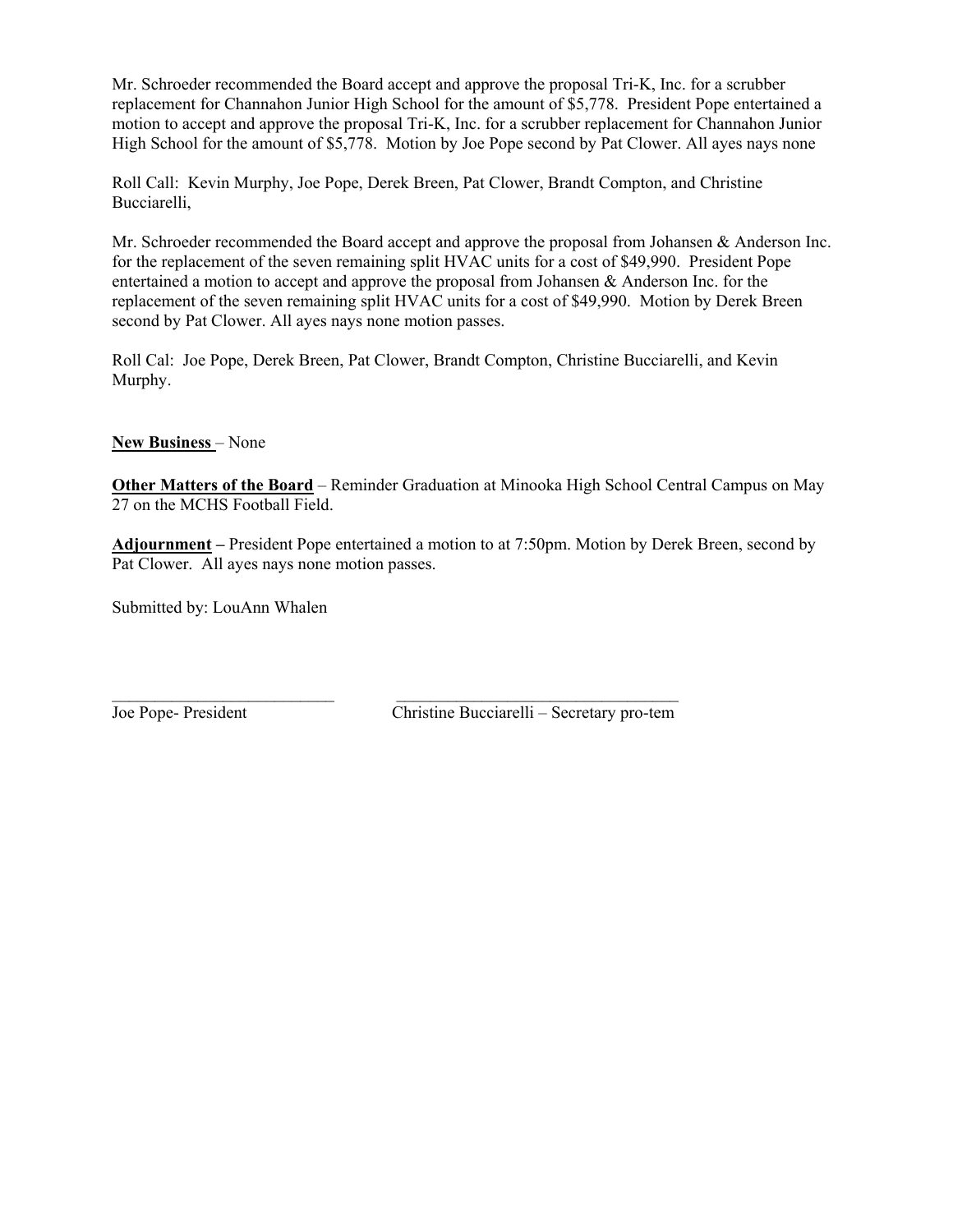Mr. Schroeder recommended the Board accept and approve the proposal Tri-K, Inc. for a scrubber replacement for Channahon Junior High School for the amount of $5,778. President Pope entertained a motion to accept and approve the proposal Tri-K, Inc. for a scrubber replacement for Channahon Junior High School for the amount of $5,778. Motion by Joe Pope second by Pat Clower. All ayes nays none

Roll Call: Kevin Murphy, Joe Pope, Derek Breen, Pat Clower, Brandt Compton, and Christine Bucciarelli,

Mr. Schroeder recommended the Board accept and approve the proposal from Johansen & Anderson Inc. for the replacement of the seven remaining split HVAC units for a cost of $49,990. President Pope entertained a motion to accept and approve the proposal from Johansen & Anderson Inc. for the replacement of the seven remaining split HVAC units for a cost of $49,990. Motion by Derek Breen second by Pat Clower. All ayes nays none motion passes.

Roll Cal: Joe Pope, Derek Breen, Pat Clower, Brandt Compton, Christine Bucciarelli, and Kevin Murphy.

**New Business** – None

**Other Matters of the Board** – Reminder Graduation at Minooka High School Central Campus on May 27 on the MCHS Football Field.

**Adjournment –** President Pope entertained a motion to at 7:50pm. Motion by Derek Breen, second by Pat Clower. All ayes nays none motion passes.

Submitted by: LouAnn Whalen

\_\_\_\_\_\_\_\_\_\_\_\_\_\_\_\_\_\_\_\_\_\_\_\_\_\_\_ \_\_\_\_\_\_\_\_\_\_\_\_\_\_\_\_\_\_\_\_\_\_\_\_\_\_\_\_\_\_\_\_\_\_

Joe Pope- President Christine Bucciarelli – Secretary pro-tem